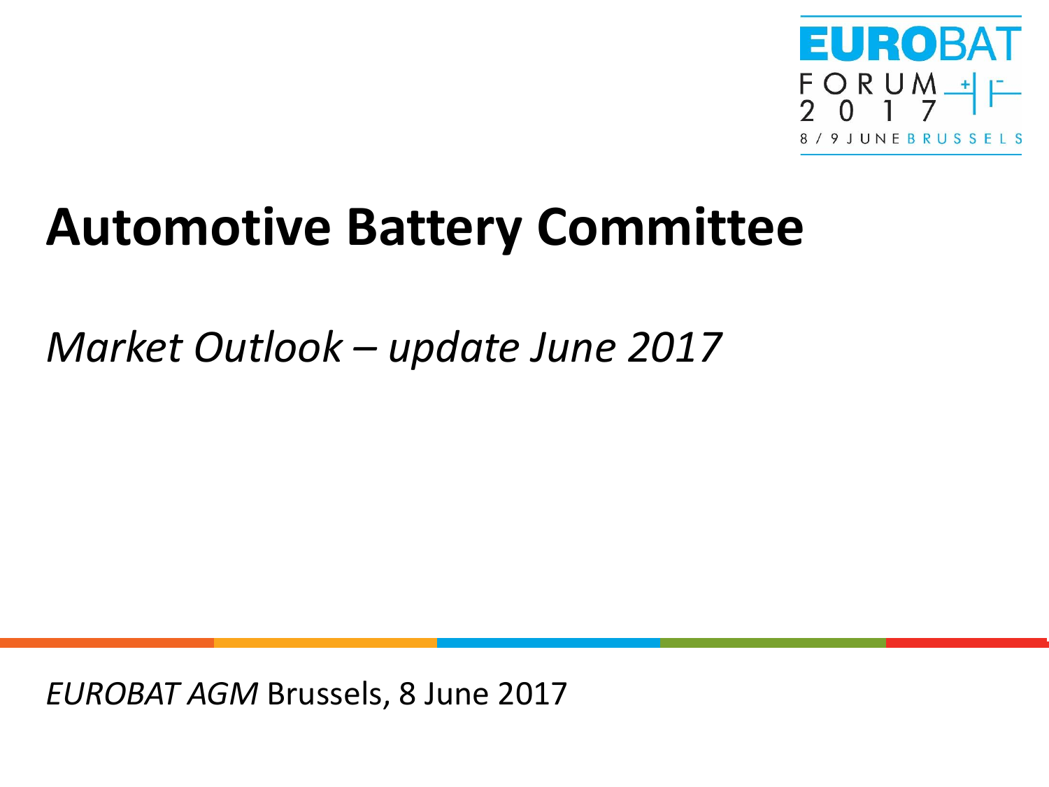EUROBAT FORUM 2017
8 / 9 JUNE BRUSSELS

# Automotive Battery Committee

*Market Outlook – update June 2017*

*EUROBAT AGM* Brussels, 8 June 2017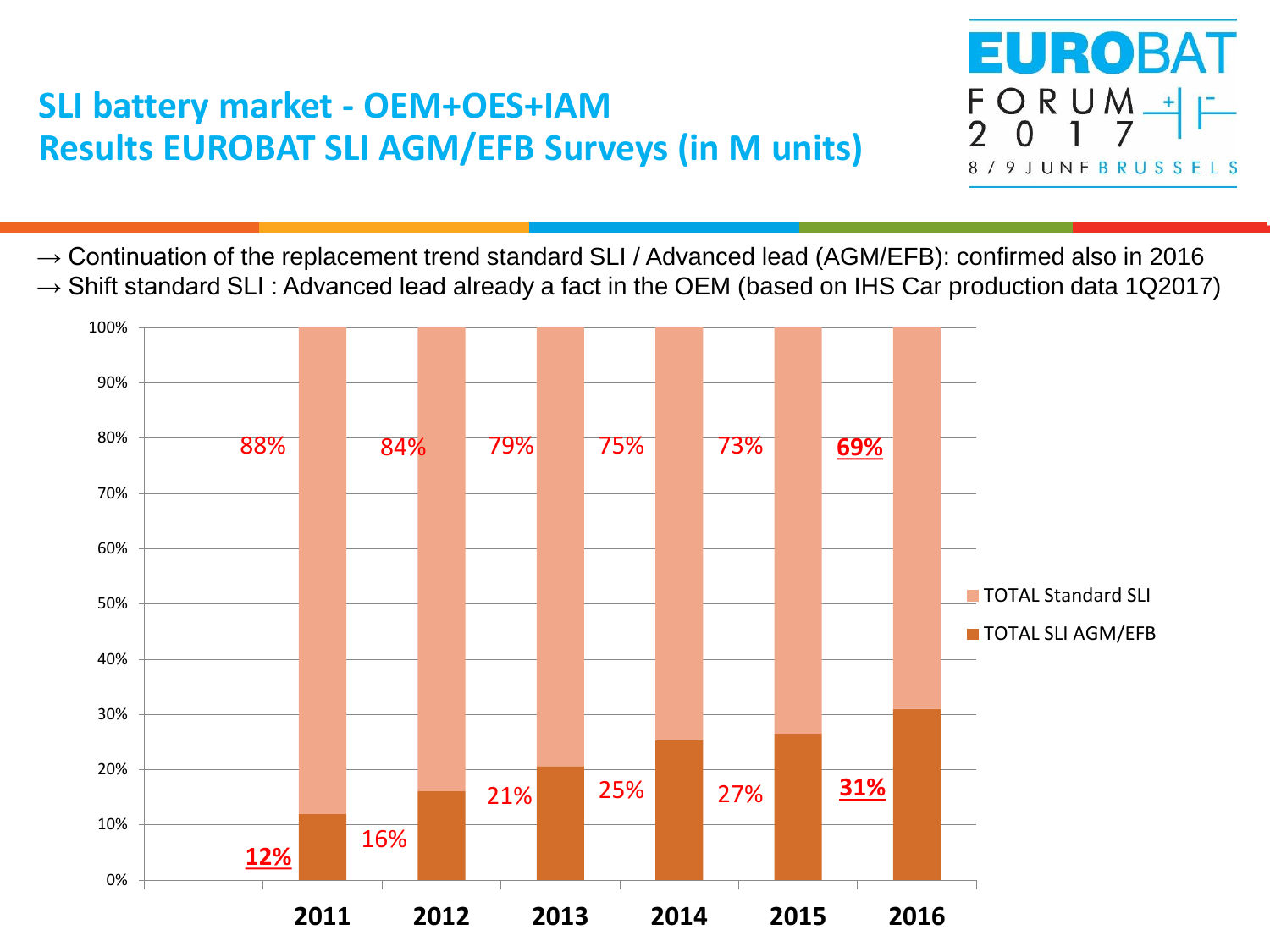# SLI battery market - OEM+OES+IAM
# Results EUROBAT SLI AGM/EFB Surveys (in M units)

EUROBAT FORUM 2017
8 / 9 JUNE BRUSSELS

→ Continuation of the replacement trend standard SLI / Advanced lead (AGM/EFB): confirmed also in 2016

→ Shift standard SLI : Advanced lead already a fact in the OEM (based on IHS Car production data 1Q2017)

100%
90%
80%
70%
60%
50%
40%
30%
20%
10%
0%

88%
84%
79%
75%
73%
**69%**

**12%**
16%
21%
25%
27%
**31%**

2011
2012
2013
2014
2015
2016

TOTAL Standard SLI
TOTAL SLI AGM/EFB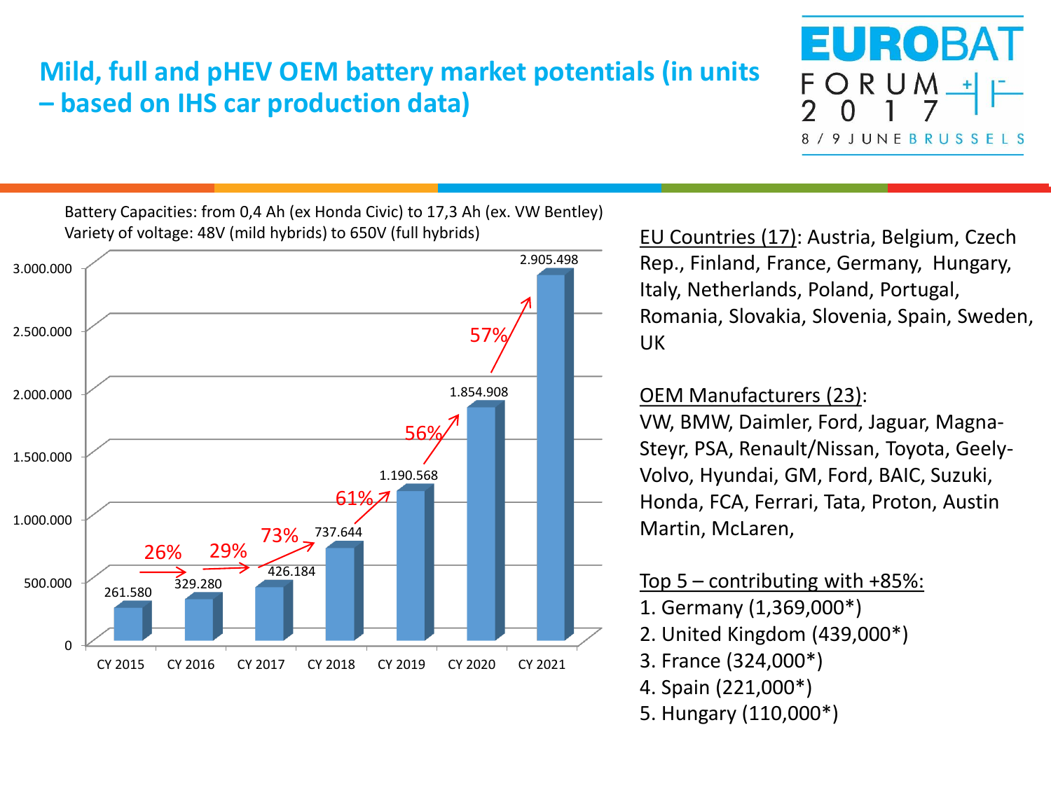# Mild, full and pHEV OEM battery market potentials (in units – based on IHS car production data)

Battery Capacities: from 0,4 Ah (ex Honda Civic) to 17,3 Ah (ex. VW Bentley)
Variety of voltage: 48V (mild hybrids) to 650V (full hybrids)

3.000.000
2.500.000
2.000.000
1.500.000
1.000.000
500.000
0

261.580
329.280
426.184
737.644
1.190.568
1.854.908
2.905.498

26%
29%
73%
61%
56%
57%

CY 2015
CY 2016
CY 2017
CY 2018
CY 2019
CY 2020
CY 2021

EU Countries (17): Austria, Belgium, Czech Rep., Finland, France, Germany, Hungary, Italy, Netherlands, Poland, Portugal, Romania, Slovakia, Slovenia, Spain, Sweden, UK

OEM Manufacturers (23):
VW, BMW, Daimler, Ford, Jaguar, Magna-Steyr, PSA, Renault/Nissan, Toyota, Geely-Volvo, Hyundai, GM, Ford, BAIC, Suzuki, Honda, FCA, Ferrari, Tata, Proton, Austin Martin, McLaren,

Top 5 – contributing with +85%:
1. Germany (1,369,000*)
2. United Kingdom (439,000*)
3. France (324,000*)
4. Spain (221,000*)
5. Hungary (110,000*)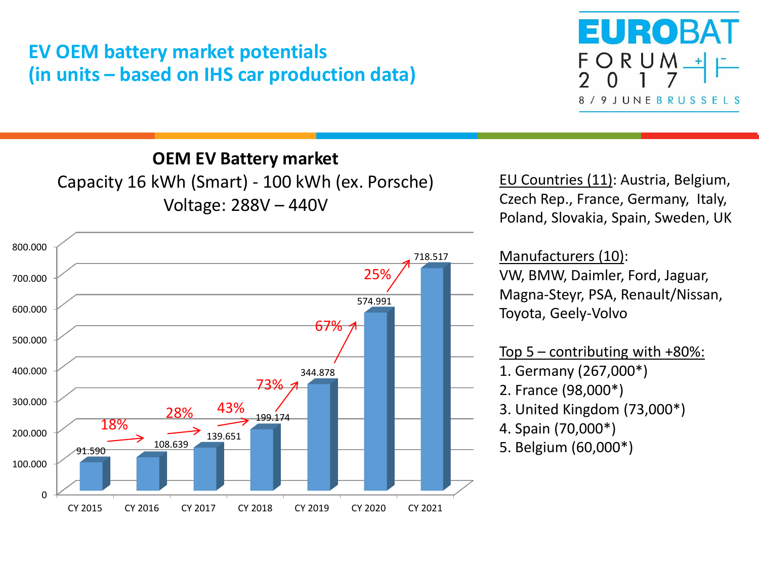# EV OEM battery market potentials (in units – based on IHS car production data)

EUROBAT FORUM 2017
8 / 9 JUNE BRUSSELS

**OEM EV Battery market**

Capacity 16 kWh (Smart) - 100 kWh (ex. Porsche)

Voltage: 288V – 440V

800.000
700.000
600.000
500.000
400.000
300.000
200.000
100.000
0

CY 2015: 91.590
CY 2016: 108.639
CY 2017: 139.651
CY 2018: 199.174
CY 2019: 344.878
CY 2020: 574.991
CY 2021: 718.517

18%
28%
43%
73%
67%
25%

EU Countries (11): Austria, Belgium, Czech Rep., France, Germany, Italy, Poland, Slovakia, Spain, Sweden, UK

Manufacturers (10):
VW, BMW, Daimler, Ford, Jaguar, Magna-Steyr, PSA, Renault/Nissan, Toyota, Geely-Volvo

Top 5 – contributing with +80%:

1. Germany (267,000*)
2. France (98,000*)
3. United Kingdom (73,000*)
4. Spain (70,000*)
5. Belgium (60,000*)